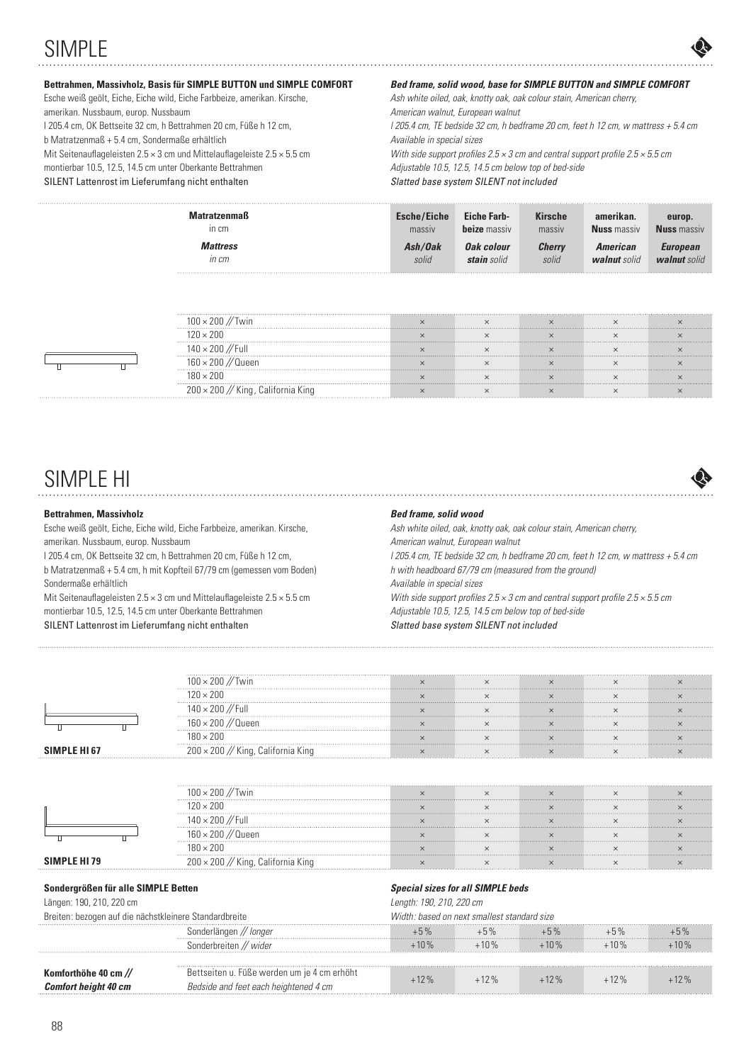# SIMPLE

**Bettrahmen, Massivholz, Basis für SIMPLE BUTTON und SIMPLE COMFORT**
Esche weiß geölt, Eiche, Eiche wild, Eiche Farbbeize, amerikan. Kirsche, amerikan. Nussbaum, europ. Nussbaum
l 205.4 cm, OK Bettseite 32 cm, h Bettrahmen 20 cm, Füße h 12 cm, b Matratzenmaß + 5.4 cm, Sondermaße erhältlich
Mit Seitenauflageleisten 2.5 × 3 cm und Mittelauflageleiste 2.5 × 5.5 cm montierbar 10.5, 12.5, 14.5 cm unter Oberkante Bettrahmen
SILENT Lattenrost im Lieferumfang nicht enthalten

***Bed frame, solid wood, base for SIMPLE BUTTON and SIMPLE COMFORT***
*Ash white oiled, oak, knotty oak, oak colour stain, American cherry, American walnut, European walnut*
*l 205.4 cm, TE bedside 32 cm, h bedframe 20 cm, feet h 12 cm, w mattress + 5.4 cm*
*Available in special sizes*
*With side support profiles 2.5 × 3 cm and central support profile 2.5 × 5.5 cm*
*Adjustable 10.5, 12.5, 14.5 cm below top of bed-side*
*Slatted base system SILENT not included*

| **Matratzenmaß** in cm / ***Mattress*** *in cm* | **Esche/Eiche** massiv / ***Ash/Oak*** *solid* | **Eiche Farbbeize** massiv / ***Oak colour stain*** *solid* | **Kirsche** massiv / ***Cherry*** *solid* | **amerikan. Nuss** massiv / ***American walnut*** *solid* | **europ. Nuss** massiv / ***European walnut*** *solid* |
|---|---|---|---|---|---|
| 100 × 200 // Twin | × | × | × | × | × |
| 120 × 200 | × | × | × | × | × |
| 140 × 200 // Full | × | × | × | × | × |
| 160 × 200 // Queen | × | × | × | × | × |
| 180 × 200 | × | × | × | × | × |
| 200 × 200 // King, California King | × | × | × | × | × |

# SIMPLE HI

**Bettrahmen, Massivholz**
Esche weiß geölt, Eiche, Eiche wild, Eiche Farbbeize, amerikan. Kirsche, amerikan. Nussbaum, europ. Nussbaum
l 205.4 cm, OK Bettseite 32 cm, h Bettrahmen 20 cm, Füße h 12 cm, b Matratzenmaß + 5.4 cm, h mit Kopfteil 67/79 cm (gemessen vom Boden)
Sondermaße erhältlich
Mit Seitenauflageleisten 2.5 × 3 cm und Mittelauflageleiste 2.5 × 5.5 cm montierbar 10.5, 12.5, 14.5 cm unter Oberkante Bettrahmen
SILENT Lattenrost im Lieferumfang nicht enthalten

***Bed frame, solid wood***
*Ash white oiled, oak, knotty oak, oak colour stain, American cherry, American walnut, European walnut*
*l 205.4 cm, TE bedside 32 cm, h bedframe 20 cm, feet h 12 cm, w mattress + 5.4 cm*
*h with headboard 67/79 cm (measured from the ground)*
*Available in special sizes*
*With side support profiles 2.5 × 3 cm and central support profile 2.5 × 5.5 cm*
*Adjustable 10.5, 12.5, 14.5 cm below top of bed-side*
*Slatted base system SILENT not included*

| Modell | Matratzenmaß / Mattress | Esche/Eiche / Ash/Oak | Eiche Farbbeize / Oak colour stain | Kirsche / Cherry | amerikan. Nuss / American walnut | europ. Nuss / European walnut |
|---|---|---|---|---|---|---|
| **SIMPLE HI 67** | 100 × 200 // Twin | × | × | × | × | × |
| | 120 × 200 | × | × | × | × | × |
| | 140 × 200 // Full | × | × | × | × | × |
| | 160 × 200 // Queen | × | × | × | × | × |
| | 180 × 200 | × | × | × | × | × |
| | 200 × 200 // King, California King | × | × | × | × | × |
| **SIMPLE HI 79** | 100 × 200 // Twin | × | × | × | × | × |
| | 120 × 200 | × | × | × | × | × |
| | 140 × 200 // Full | × | × | × | × | × |
| | 160 × 200 // Queen | × | × | × | × | × |
| | 180 × 200 | × | × | × | × | × |
| | 200 × 200 // King, California King | × | × | × | × | × |

**Sondergrößen für alle SIMPLE Betten**
Längen: 190, 210, 220 cm
Breiten: bezogen auf die nächstkleinere Standardbreite

***Special sizes for all SIMPLE beds***
*Length: 190, 210, 220 cm*
*Width: based on next smallest standard size*

| | | Esche/Eiche / Ash/Oak | Eiche Farbbeize / Oak colour stain | Kirsche / Cherry | amerikan. Nuss / American walnut | europ. Nuss / European walnut |
|---|---|---|---|---|---|---|
| | Sonderlängen // *longer* | +5 % | +5 % | +5 % | +5 % | +5 % |
| | Sonderbreiten // *wider* | +10 % | +10 % | +10 % | +10 % | +10 % |
| **Komforthöhe 40 cm //** ***Comfort height 40 cm*** | Bettseiten u. Füße werden um je 4 cm erhöht / *Bedside and feet each heightened 4 cm* | +12 % | +12 % | +12 % | +12 % | +12 % |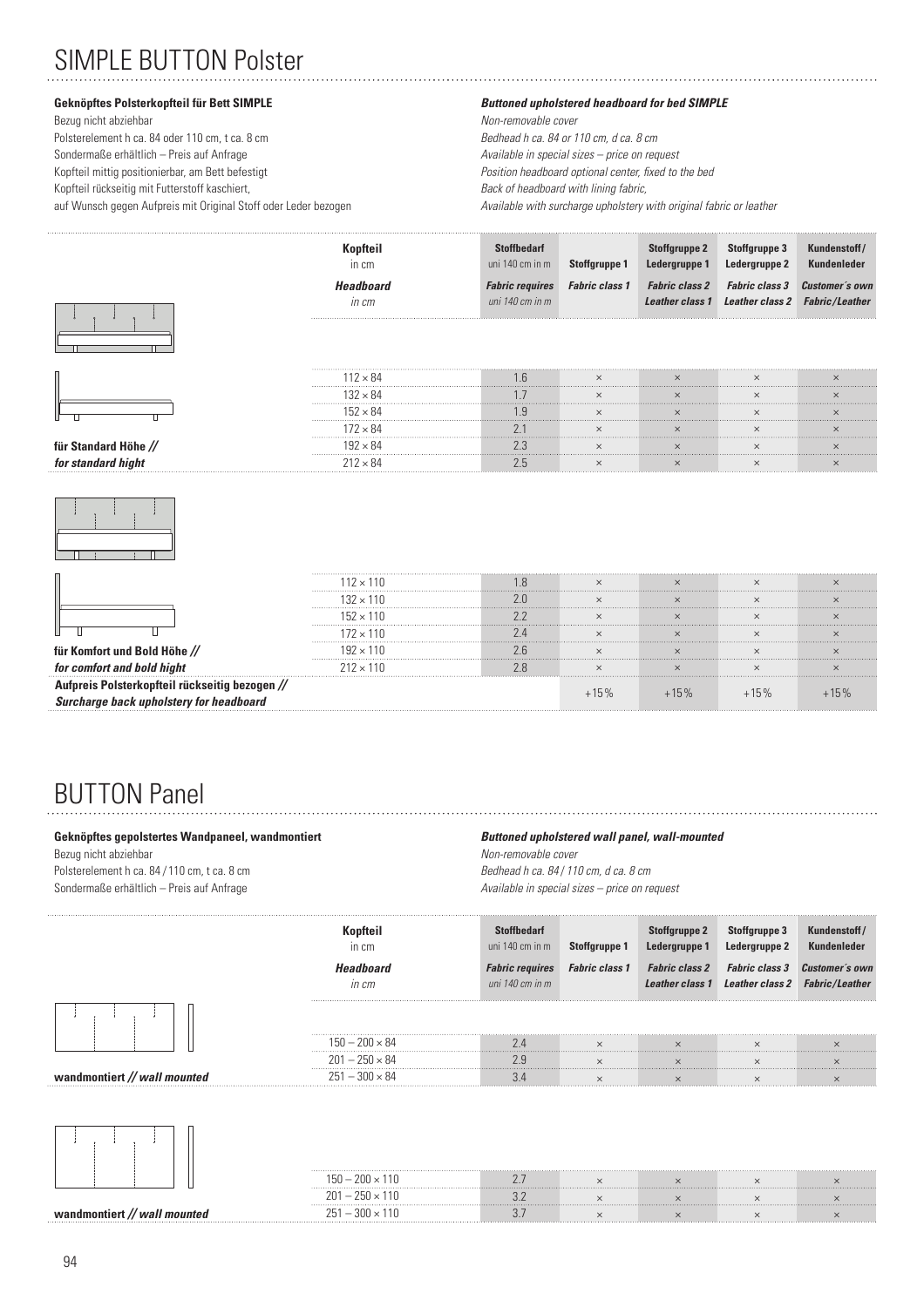# SIMPLE BUTTON Polster

**Geknöpftes Polsterkopfteil für Bett SIMPLE**
Bezug nicht abziehbar
Polsterelement h ca. 84 oder 110 cm, t ca. 8 cm
Sondermaße erhältlich – Preis auf Anfrage
Kopfteil mittig positionierbar, am Bett befestigt
Kopfteil rückseitig mit Futterstoff kaschiert,
auf Wunsch gegen Aufpreis mit Original Stoff oder Leder bezogen

***Buttoned upholstered headboard for bed SIMPLE***
*Non-removable cover*
*Bedhead h ca. 84 or 110 cm, d ca. 8 cm*
*Available in special sizes – price on request*
*Position headboard optional center, fixed to the bed*
*Back of headboard with lining fabric,*
*Available with surcharge upholstery with original fabric or leather*

| | Kopfteil in cm / ***Headboard*** *in cm* | Stoffbedarf uni 140 cm in m / ***Fabric requires*** *uni 140 cm in m* | Stoffgruppe 1 / ***Fabric class 1*** | Stoffgruppe 2 Ledergruppe 1 / ***Fabric class 2 Leather class 1*** | Stoffgruppe 3 Ledergruppe 2 / ***Fabric class 3 Leather class 2*** | Kundenstoff/ Kundenleder / ***Customer´s own Fabric/Leather*** |
|---|---|---|---|---|---|---|
| | 112 × 84 | 1.6 | × | × | × | × |
| | 132 × 84 | 1.7 | × | × | × | × |
| | 152 × 84 | 1.9 | × | × | × | × |
| | 172 × 84 | 2.1 | × | × | × | × |
| **für Standard Höhe //** | 192 × 84 | 2.3 | × | × | × | × |
| ***for standard hight*** | 212 × 84 | 2.5 | × | × | × | × |
| | 112 × 110 | 1.8 | × | × | × | × |
| | 132 × 110 | 2.0 | × | × | × | × |
| | 152 × 110 | 2.2 | × | × | × | × |
| | 172 × 110 | 2.4 | × | × | × | × |
| **für Komfort und Bold Höhe //** | 192 × 110 | 2.6 | × | × | × | × |
| ***for comfort and bold hight*** | 212 × 110 | 2.8 | × | × | × | × |
| **Aufpreis Polsterkopfteil rückseitig bezogen //** ***Surcharge back upholstery for headboard*** | | | +15% | +15% | +15% | +15% |

# BUTTON Panel

**Geknöpftes gepolstertes Wandpaneel, wandmontiert**
Bezug nicht abziehbar
Polsterelement h ca. 84 / 110 cm, t ca. 8 cm
Sondermaße erhältlich – Preis auf Anfrage

***Buttoned upholstered wall panel, wall-mounted***
*Non-removable cover*
*Bedhead h ca. 84 / 110 cm, d ca. 8 cm*
*Available in special sizes – price on request*

| | Kopfteil in cm / ***Headboard*** *in cm* | Stoffbedarf uni 140 cm in m / ***Fabric requires*** *uni 140 cm in m* | Stoffgruppe 1 / ***Fabric class 1*** | Stoffgruppe 2 Ledergruppe 1 / ***Fabric class 2 Leather class 1*** | Stoffgruppe 3 Ledergruppe 2 / ***Fabric class 3 Leather class 2*** | Kundenstoff/ Kundenleder / ***Customer´s own Fabric/Leather*** |
|---|---|---|---|---|---|---|
| | 150 – 200 × 84 | 2.4 | × | × | × | × |
| | 201 – 250 × 84 | 2.9 | × | × | × | × |
| **wandmontiert //** ***wall mounted*** | 251 – 300 × 84 | 3.4 | × | × | × | × |
| | 150 – 200 × 110 | 2.7 | × | × | × | × |
| | 201 – 250 × 110 | 3.2 | × | × | × | × |
| **wandmontiert //** ***wall mounted*** | 251 – 300 × 110 | 3.7 | × | × | × | × |